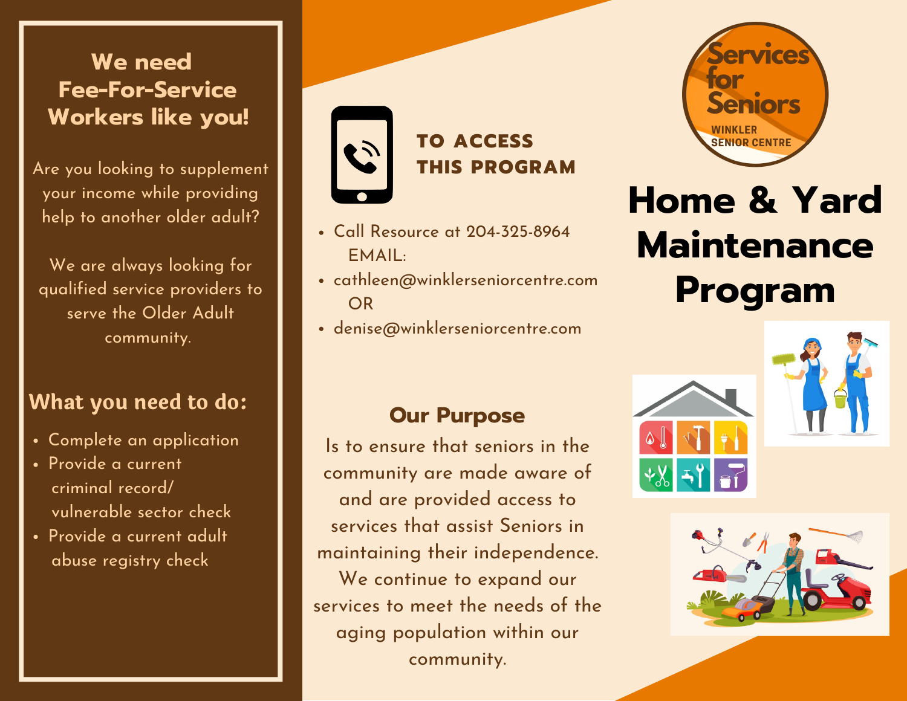## We need Fee-For-Service Workers like you!

Are you looking to supplement your income while providing help to another older adult?

We are always looking for qualified service providers to serve the Older Adult community.

### What you need to do:

- Complete an application
- Provide a current criminal record/ vulnerable sector check
- Provide a current adult abuse registry check

## TO ACCESS THIS PROGRAM

- Call Resource at 204-325-8964
  EMAIL:
- cathleen@winklerseniorcentre.com
  OR
- denise@winklerseniorcentre.com

### Our Purpose

Is to ensure that seniors in the community are made aware of and are provided access to services that assist Seniors in maintaining their independence. We continue to expand our services to meet the needs of the aging population within our community.

Services for Seniors

WINKLER SENIOR CENTRE

# Home & Yard Maintenance Program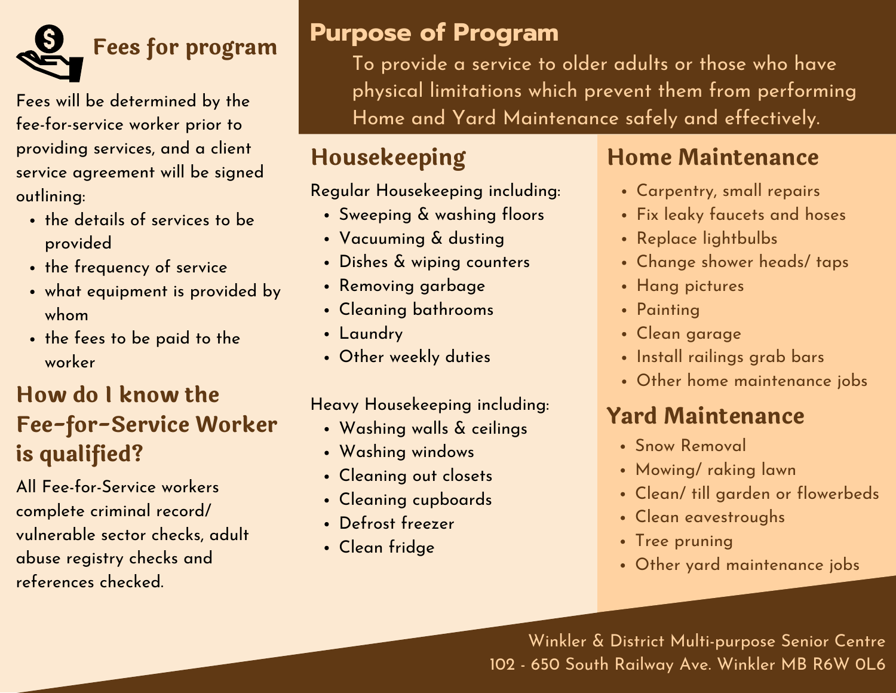## Fees for program

Fees will be determined by the fee-for-service worker prior to providing services, and a client service agreement will be signed outlining:

- the details of services to be provided
- the frequency of service
- what equipment is provided by whom
- the fees to be paid to the worker

## How do I know the Fee-for-Service Worker is qualified?

All Fee-for-Service workers complete criminal record/ vulnerable sector checks, adult abuse registry checks and references checked.

## Purpose of Program

To provide a service to older adults or those who have physical limitations which prevent them from performing Home and Yard Maintenance safely and effectively.

## Housekeeping

Regular Housekeeping including:

- Sweeping & washing floors
- Vacuuming & dusting
- Dishes & wiping counters
- Removing garbage
- Cleaning bathrooms
- Laundry
- Other weekly duties

Heavy Housekeeping including:

- Washing walls & ceilings
- Washing windows
- Cleaning out closets
- Cleaning cupboards
- Defrost freezer
- Clean fridge

## Home Maintenance

- Carpentry, small repairs
- Fix leaky faucets and hoses
- Replace lightbulbs
- Change shower heads/ taps
- Hang pictures
- Painting
- Clean garage
- Install railings grab bars
- Other home maintenance jobs

## Yard Maintenance

- Snow Removal
- Mowing/ raking lawn
- Clean/ till garden or flowerbeds
- Clean eavestroughs
- Tree pruning
- Other yard maintenance jobs

Winkler & District Multi-purpose Senior Centre
102 - 650 South Railway Ave. Winkler MB R6W 0L6